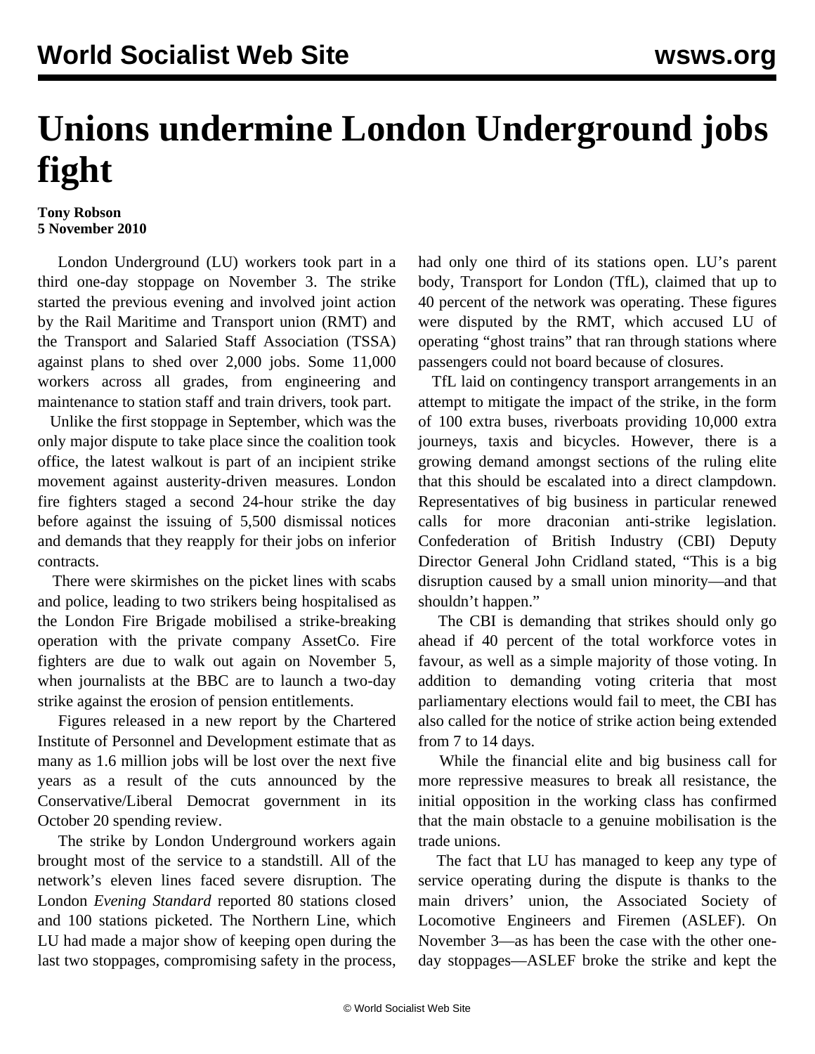# Unions undermine London Underground jobs fight

**Tony Robson**
**5 November 2010**

London Underground (LU) workers took part in a third one-day stoppage on November 3. The strike started the previous evening and involved joint action by the Rail Maritime and Transport union (RMT) and the Transport and Salaried Staff Association (TSSA) against plans to shed over 2,000 jobs. Some 11,000 workers across all grades, from engineering and maintenance to station staff and train drivers, took part.

Unlike the first stoppage in September, which was the only major dispute to take place since the coalition took office, the latest walkout is part of an incipient strike movement against austerity-driven measures. London fire fighters staged a second 24-hour strike the day before against the issuing of 5,500 dismissal notices and demands that they reapply for their jobs on inferior contracts.

There were skirmishes on the picket lines with scabs and police, leading to two strikers being hospitalised as the London Fire Brigade mobilised a strike-breaking operation with the private company AssetCo. Fire fighters are due to walk out again on November 5, when journalists at the BBC are to launch a two-day strike against the erosion of pension entitlements.

Figures released in a new report by the Chartered Institute of Personnel and Development estimate that as many as 1.6 million jobs will be lost over the next five years as a result of the cuts announced by the Conservative/Liberal Democrat government in its October 20 spending review.

The strike by London Underground workers again brought most of the service to a standstill. All of the network's eleven lines faced severe disruption. The London *Evening Standard* reported 80 stations closed and 100 stations picketed. The Northern Line, which LU had made a major show of keeping open during the last two stoppages, compromising safety in the process, had only one third of its stations open. LU's parent body, Transport for London (TfL), claimed that up to 40 percent of the network was operating. These figures were disputed by the RMT, which accused LU of operating "ghost trains" that ran through stations where passengers could not board because of closures.

TfL laid on contingency transport arrangements in an attempt to mitigate the impact of the strike, in the form of 100 extra buses, riverboats providing 10,000 extra journeys, taxis and bicycles. However, there is a growing demand amongst sections of the ruling elite that this should be escalated into a direct clampdown. Representatives of big business in particular renewed calls for more draconian anti-strike legislation. Confederation of British Industry (CBI) Deputy Director General John Cridland stated, "This is a big disruption caused by a small union minority—and that shouldn't happen."

The CBI is demanding that strikes should only go ahead if 40 percent of the total workforce votes in favour, as well as a simple majority of those voting. In addition to demanding voting criteria that most parliamentary elections would fail to meet, the CBI has also called for the notice of strike action being extended from 7 to 14 days.

While the financial elite and big business call for more repressive measures to break all resistance, the initial opposition in the working class has confirmed that the main obstacle to a genuine mobilisation is the trade unions.

The fact that LU has managed to keep any type of service operating during the dispute is thanks to the main drivers' union, the Associated Society of Locomotive Engineers and Firemen (ASLEF). On November 3—as has been the case with the other one-day stoppages—ASLEF broke the strike and kept the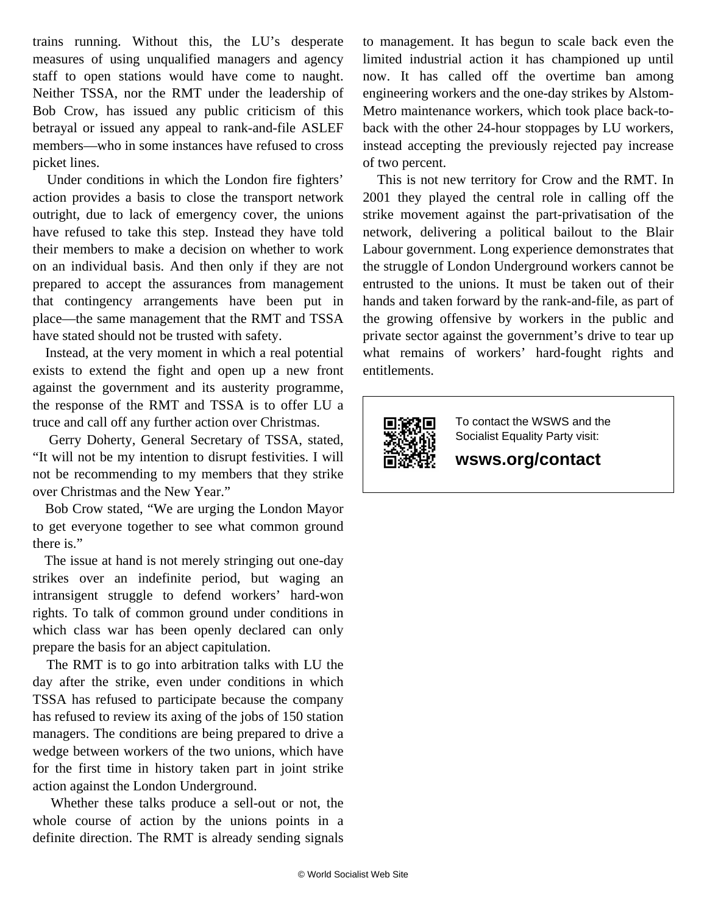trains running. Without this, the LU's desperate measures of using unqualified managers and agency staff to open stations would have come to naught. Neither TSSA, nor the RMT under the leadership of Bob Crow, has issued any public criticism of this betrayal or issued any appeal to rank-and-file ASLEF members—who in some instances have refused to cross picket lines.

Under conditions in which the London fire fighters' action provides a basis to close the transport network outright, due to lack of emergency cover, the unions have refused to take this step. Instead they have told their members to make a decision on whether to work on an individual basis. And then only if they are not prepared to accept the assurances from management that contingency arrangements have been put in place—the same management that the RMT and TSSA have stated should not be trusted with safety.

Instead, at the very moment in which a real potential exists to extend the fight and open up a new front against the government and its austerity programme, the response of the RMT and TSSA is to offer LU a truce and call off any further action over Christmas.

Gerry Doherty, General Secretary of TSSA, stated, "It will not be my intention to disrupt festivities. I will not be recommending to my members that they strike over Christmas and the New Year."

Bob Crow stated, "We are urging the London Mayor to get everyone together to see what common ground there is."

The issue at hand is not merely stringing out one-day strikes over an indefinite period, but waging an intransigent struggle to defend workers' hard-won rights. To talk of common ground under conditions in which class war has been openly declared can only prepare the basis for an abject capitulation.

The RMT is to go into arbitration talks with LU the day after the strike, even under conditions in which TSSA has refused to participate because the company has refused to review its axing of the jobs of 150 station managers. The conditions are being prepared to drive a wedge between workers of the two unions, which have for the first time in history taken part in joint strike action against the London Underground.

Whether these talks produce a sell-out or not, the whole course of action by the unions points in a definite direction. The RMT is already sending signals to management. It has begun to scale back even the limited industrial action it has championed up until now. It has called off the overtime ban among engineering workers and the one-day strikes by Alstom-Metro maintenance workers, which took place back-to-back with the other 24-hour stoppages by LU workers, instead accepting the previously rejected pay increase of two percent.

This is not new territory for Crow and the RMT. In 2001 they played the central role in calling off the strike movement against the part-privatisation of the network, delivering a political bailout to the Blair Labour government. Long experience demonstrates that the struggle of London Underground workers cannot be entrusted to the unions. It must be taken out of their hands and taken forward by the rank-and-file, as part of the growing offensive by workers in the public and private sector against the government's drive to tear up what remains of workers' hard-fought rights and entitlements.

To contact the WSWS and the Socialist Equality Party visit:

**wsws.org/contact**